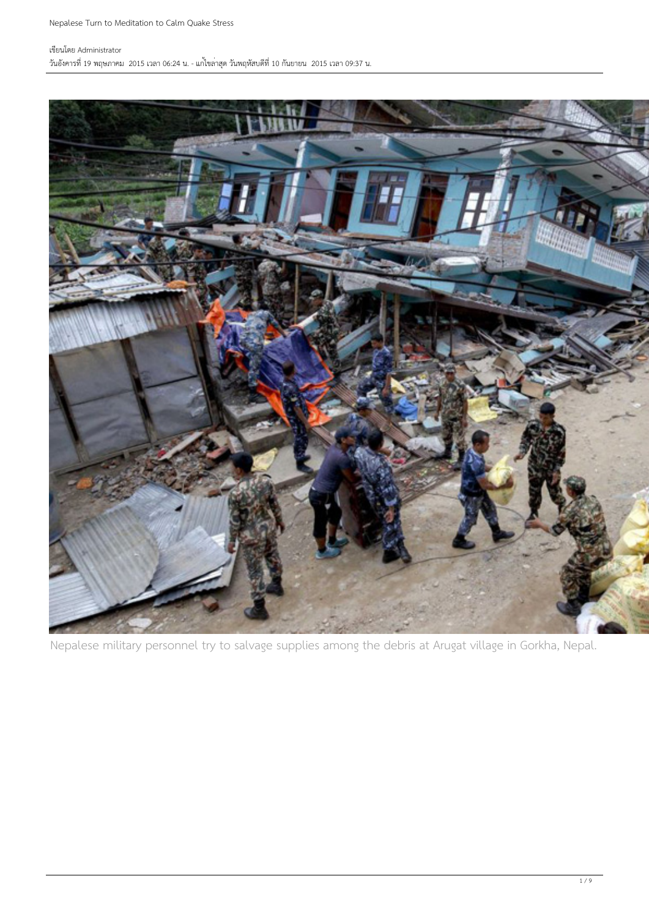เขียนโดย Administrator
วันอังคารที่ 19 พฤษภาคม 2015 เวลา 06:24 น. - แก้ไขล่าสุด วันพฤหัสบดีที่ 10 กันยายน 2015 เวลา 09:37 น.

Nepalese military personnel try to salvage supplies among the debris at Arugat village in Gorkha, Nepal.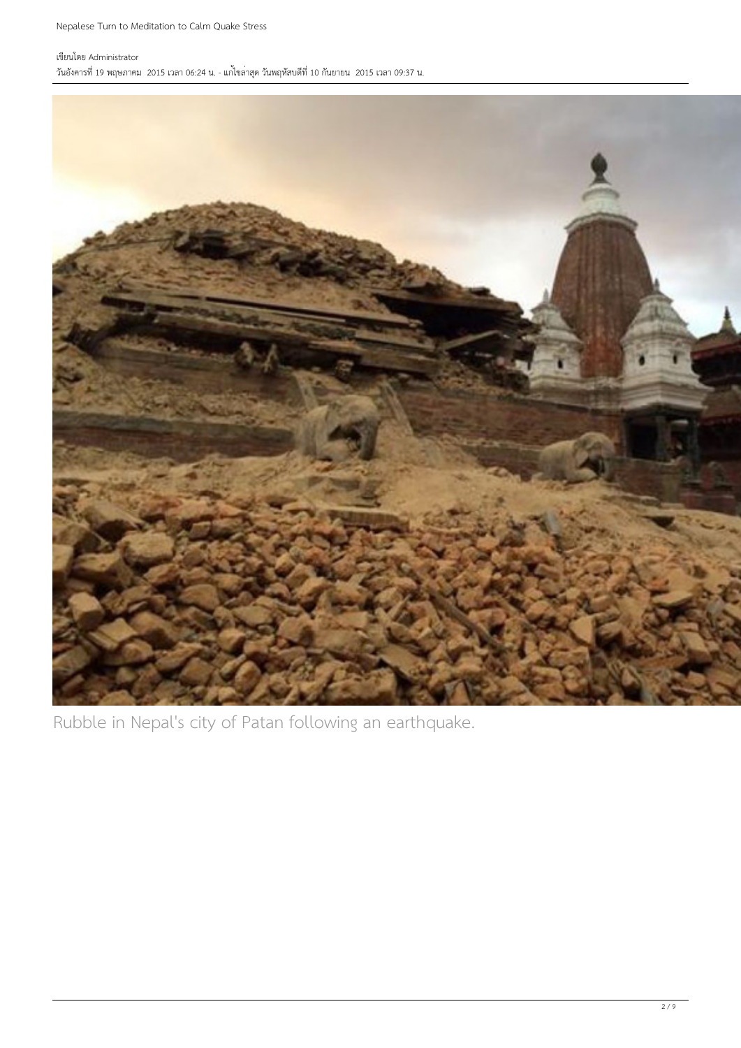Rubble in Nepal's city of Patan following an earthquake.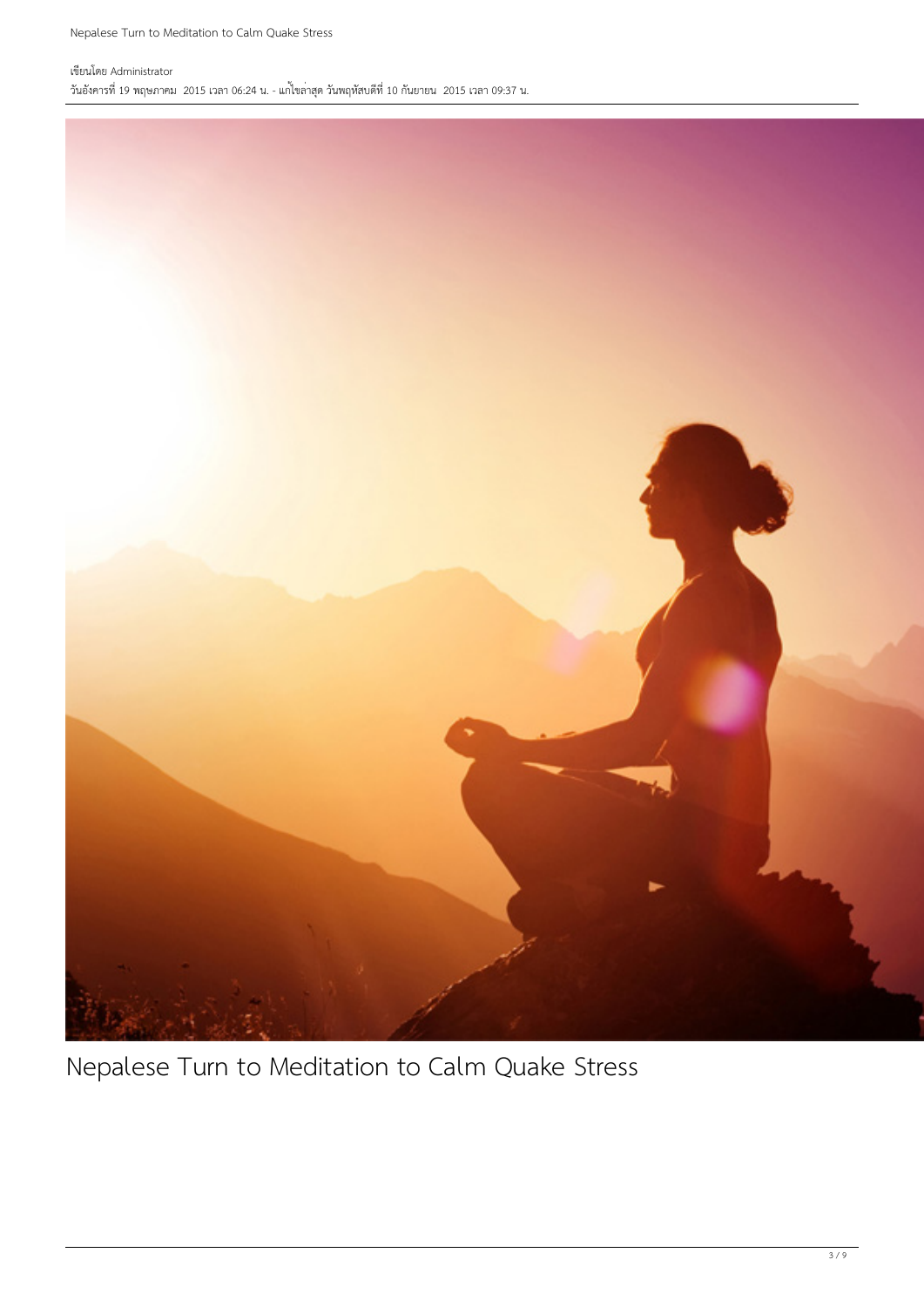เขียนโดย Administrator
วันอังคารที่ 19 พฤษภาคม 2015 เวลา 06:24 น. - แก้ไขล่าสุด วันพฤหัสบดีที่ 10 กันยายน 2015 เวลา 09:37 น.

# Nepalese Turn to Meditation to Calm Quake Stress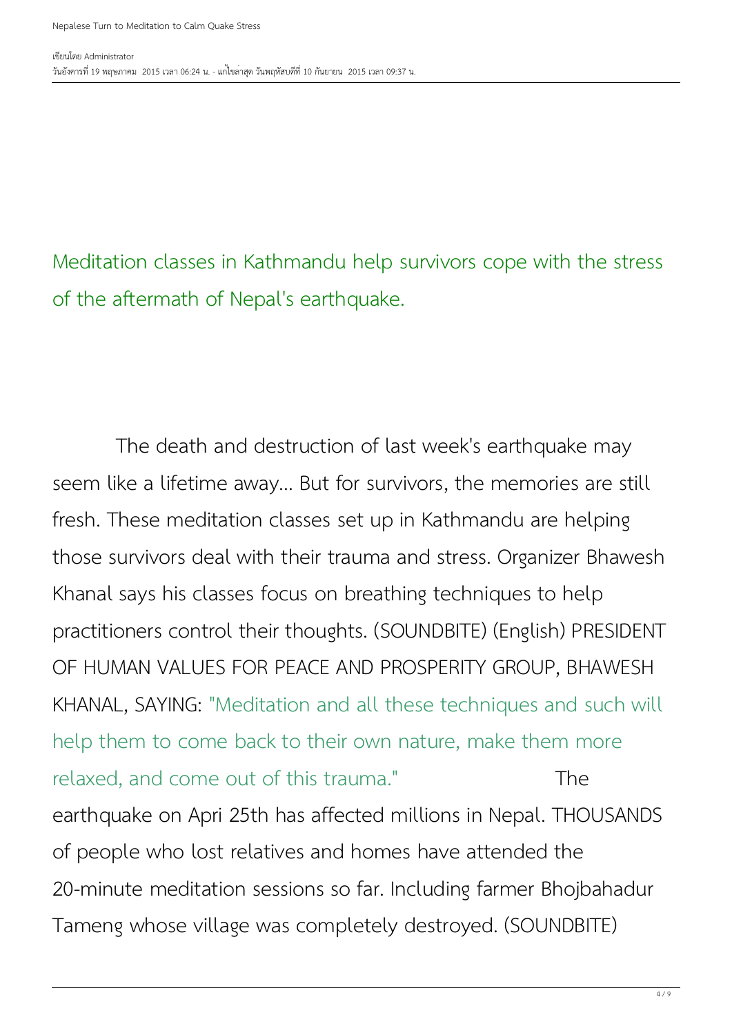Meditation classes in Kathmandu help survivors cope with the stress of the aftermath of Nepal's earthquake.

The death and destruction of last week's earthquake may seem like a lifetime away... But for survivors, the memories are still fresh. These meditation classes set up in Kathmandu are helping those survivors deal with their trauma and stress. Organizer Bhawesh Khanal says his classes focus on breathing techniques to help practitioners control their thoughts. (SOUNDBITE) (English) PRESIDENT OF HUMAN VALUES FOR PEACE AND PROSPERITY GROUP, BHAWESH KHANAL, SAYING: "Meditation and all these techniques and such will help them to come back to their own nature, make them more relaxed, and come out of this trauma." The earthquake on Apri 25th has affected millions in Nepal. THOUSANDS of people who lost relatives and homes have attended the 20-minute meditation sessions so far. Including farmer Bhojbahadur Tameng whose village was completely destroyed. (SOUNDBITE)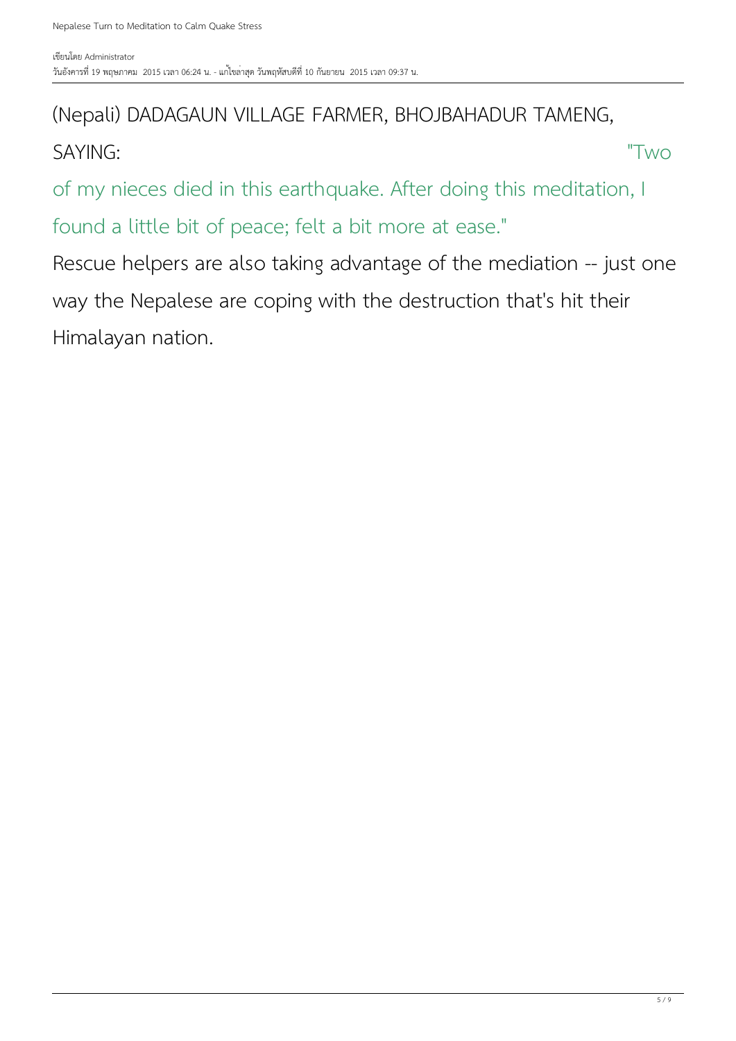(Nepali) DADAGAUN VILLAGE FARMER, BHOJBAHADUR TAMENG, SAYING: "Two of my nieces died in this earthquake. After doing this meditation, I found a little bit of peace; felt a bit more at ease."

Rescue helpers are also taking advantage of the mediation -- just one way the Nepalese are coping with the destruction that's hit their Himalayan nation.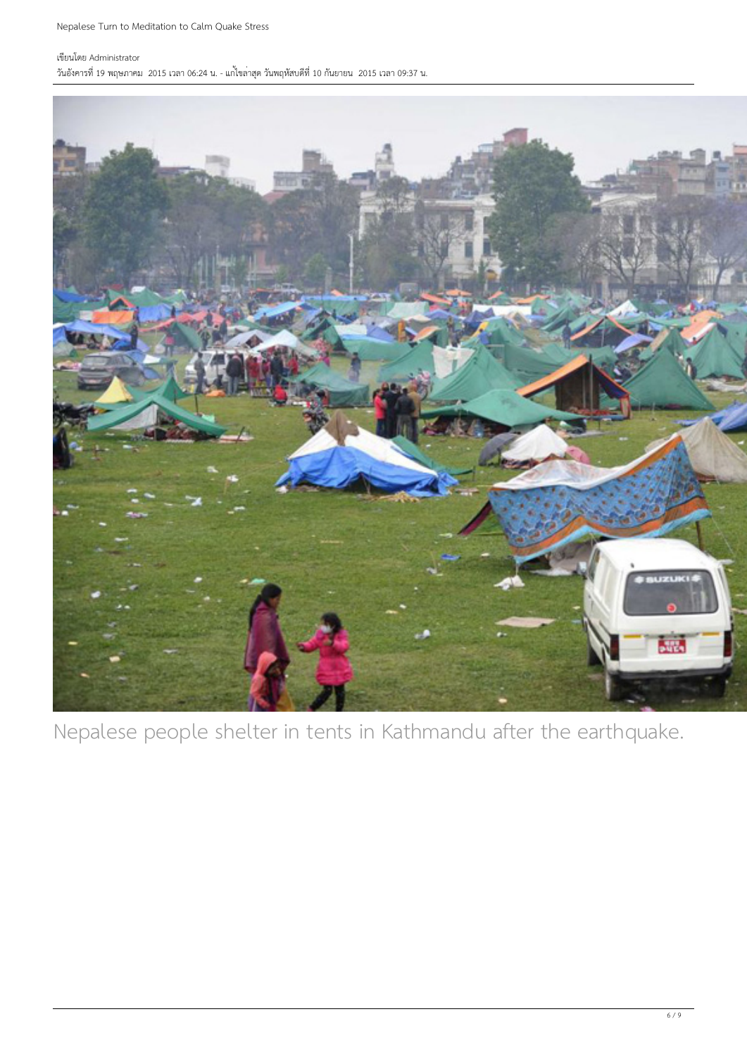Nepalese people shelter in tents in Kathmandu after the earthquake.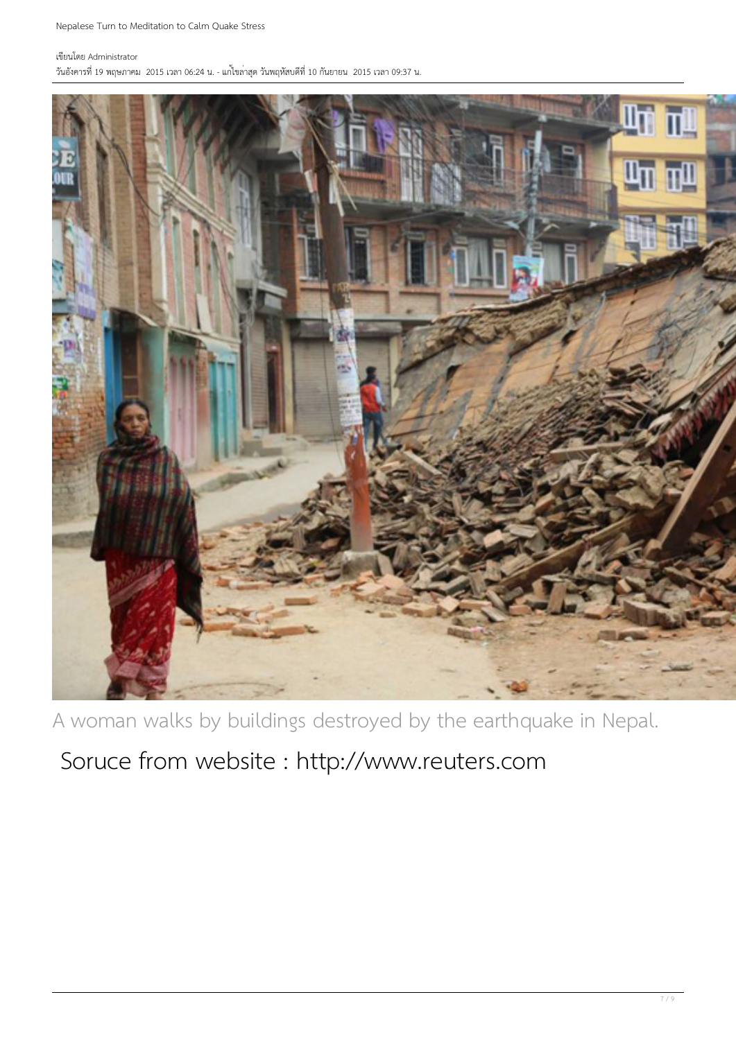A woman walks by buildings destroyed by the earthquake in Nepal.

Soruce from website : http://www.reuters.com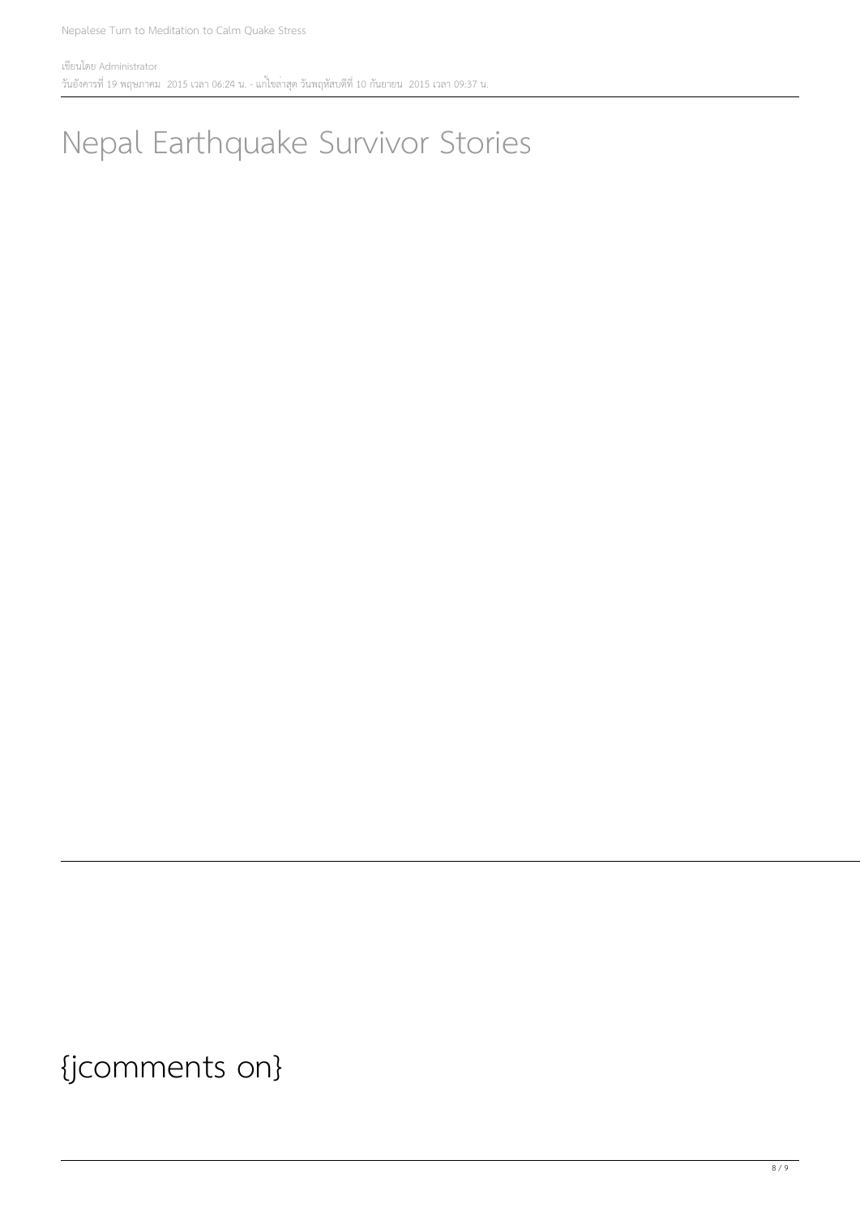# Nepal Earthquake Survivor Stories

{jcomments on}